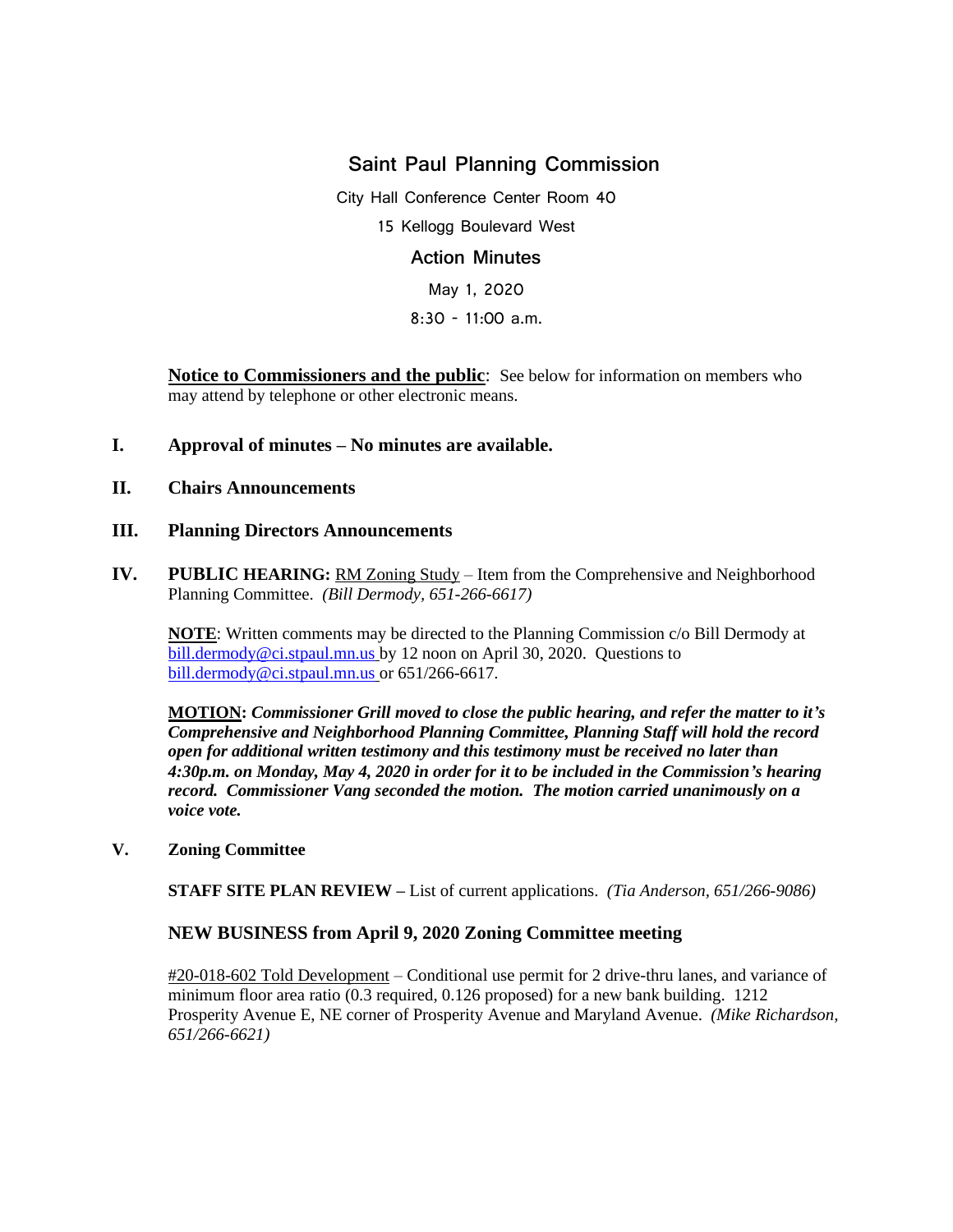# Saint Paul Planning Commission

City Hall Conference Center Room 40

15 Kellogg Boulevard West

## Action Minutes

May 1, 2020

8:30 - 11:00 a.m.

**Notice to Commissioners and the public**: See below for information on members who may attend by telephone or other electronic means.

**I. Approval of minutes – No minutes are available.**

**II. Chairs Announcements**

**III. Planning Directors Announcements**

**IV. PUBLIC HEARING:** RM Zoning Study – Item from the Comprehensive and Neighborhood Planning Committee. *(Bill Dermody, 651-266-6617)*

**NOTE**: Written comments may be directed to the Planning Commission c/o Bill Dermody at bill.dermody@ci.stpaul.mn.us by 12 noon on April 30, 2020. Questions to bill.dermody@ci.stpaul.mn.us or 651/266-6617.

**MOTION:** ***Commissioner Grill moved to close the public hearing, and refer the matter to it's Comprehensive and Neighborhood Planning Committee, Planning Staff will hold the record open for additional written testimony and this testimony must be received no later than 4:30p.m. on Monday, May 4, 2020 in order for it to be included in the Commission's hearing record. Commissioner Vang seconded the motion. The motion carried unanimously on a voice vote.***

**V. Zoning Committee**

**STAFF SITE PLAN REVIEW –** List of current applications. *(Tia Anderson, 651/266-9086)*

**NEW BUSINESS from April 9, 2020 Zoning Committee meeting**

#20-018-602 Told Development – Conditional use permit for 2 drive-thru lanes, and variance of minimum floor area ratio (0.3 required, 0.126 proposed) for a new bank building. 1212 Prosperity Avenue E, NE corner of Prosperity Avenue and Maryland Avenue. *(Mike Richardson, 651/266-6621)*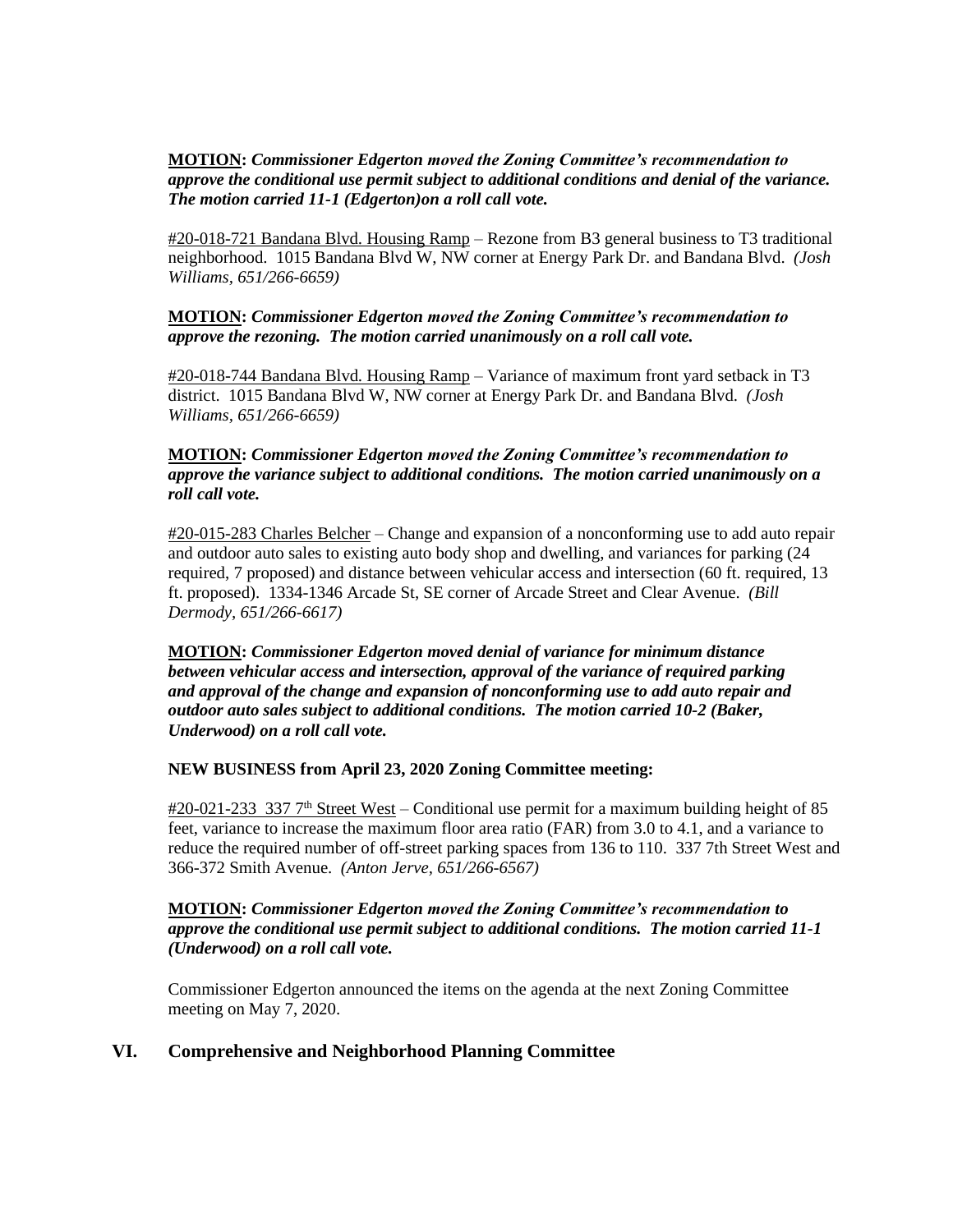**MOTION:** ***Commissioner Edgerton moved the Zoning Committee's recommendation to approve the conditional use permit subject to additional conditions and denial of the variance. The motion carried 11-1 (Edgerton)on a roll call vote.***

#20-018-721 Bandana Blvd. Housing Ramp – Rezone from B3 general business to T3 traditional neighborhood. 1015 Bandana Blvd W, NW corner at Energy Park Dr. and Bandana Blvd. *(Josh Williams, 651/266-6659)*

**MOTION:** ***Commissioner Edgerton moved the Zoning Committee's recommendation to approve the rezoning. The motion carried unanimously on a roll call vote.***

#20-018-744 Bandana Blvd. Housing Ramp – Variance of maximum front yard setback in T3 district. 1015 Bandana Blvd W, NW corner at Energy Park Dr. and Bandana Blvd. *(Josh Williams, 651/266-6659)*

**MOTION:** ***Commissioner Edgerton moved the Zoning Committee's recommendation to approve the variance subject to additional conditions. The motion carried unanimously on a roll call vote.***

#20-015-283 Charles Belcher – Change and expansion of a nonconforming use to add auto repair and outdoor auto sales to existing auto body shop and dwelling, and variances for parking (24 required, 7 proposed) and distance between vehicular access and intersection (60 ft. required, 13 ft. proposed). 1334-1346 Arcade St, SE corner of Arcade Street and Clear Avenue. *(Bill Dermody, 651/266-6617)*

**MOTION:** ***Commissioner Edgerton moved denial of variance for minimum distance between vehicular access and intersection, approval of the variance of required parking and approval of the change and expansion of nonconforming use to add auto repair and outdoor auto sales subject to additional conditions. The motion carried 10-2 (Baker, Underwood) on a roll call vote.***

**NEW BUSINESS from April 23, 2020 Zoning Committee meeting:**

#20-021-233 337 7th Street West – Conditional use permit for a maximum building height of 85 feet, variance to increase the maximum floor area ratio (FAR) from 3.0 to 4.1, and a variance to reduce the required number of off-street parking spaces from 136 to 110. 337 7th Street West and 366-372 Smith Avenue. *(Anton Jerve, 651/266-6567)*

**MOTION:** ***Commissioner Edgerton moved the Zoning Committee's recommendation to approve the conditional use permit subject to additional conditions. The motion carried 11-1 (Underwood) on a roll call vote.***

Commissioner Edgerton announced the items on the agenda at the next Zoning Committee meeting on May 7, 2020.

## VI. Comprehensive and Neighborhood Planning Committee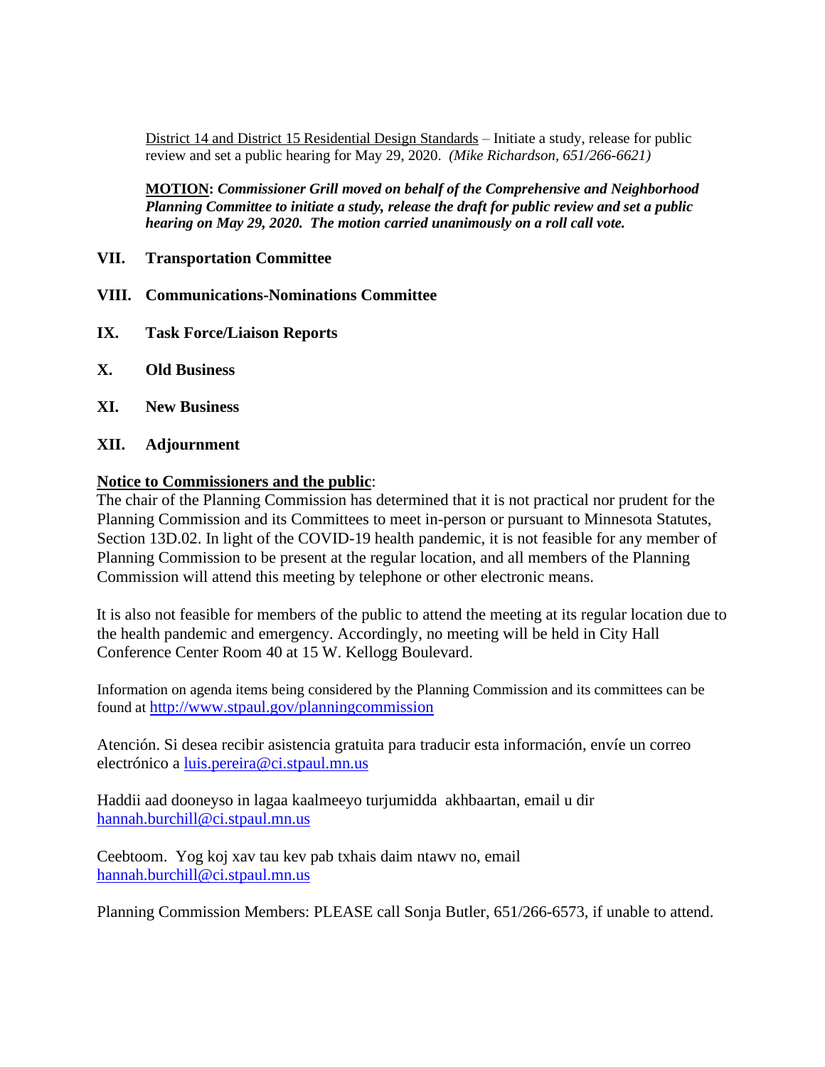District 14 and District 15 Residential Design Standards – Initiate a study, release for public review and set a public hearing for May 29, 2020. *(Mike Richardson, 651/266-6621)*

**MOTION:** ***Commissioner Grill moved on behalf of the Comprehensive and Neighborhood Planning Committee to initiate a study, release the draft for public review and set a public hearing on May 29, 2020. The motion carried unanimously on a roll call vote.***

**VII. Transportation Committee**

**VIII. Communications-Nominations Committee**

**IX. Task Force/Liaison Reports**

**X. Old Business**

**XI. New Business**

**XII. Adjournment**

**Notice to Commissioners and the public**:
The chair of the Planning Commission has determined that it is not practical nor prudent for the Planning Commission and its Committees to meet in-person or pursuant to Minnesota Statutes, Section 13D.02. In light of the COVID-19 health pandemic, it is not feasible for any member of Planning Commission to be present at the regular location, and all members of the Planning Commission will attend this meeting by telephone or other electronic means.

It is also not feasible for members of the public to attend the meeting at its regular location due to the health pandemic and emergency. Accordingly, no meeting will be held in City Hall Conference Center Room 40 at 15 W. Kellogg Boulevard.

Information on agenda items being considered by the Planning Commission and its committees can be found at http://www.stpaul.gov/planningcommission

Atención. Si desea recibir asistencia gratuita para traducir esta información, envíe un correo electrónico a luis.pereira@ci.stpaul.mn.us

Haddii aad dooneyso in lagaa kaalmeeyo turjumidda akhbaartan, email u dir hannah.burchill@ci.stpaul.mn.us

Ceebtoom. Yog koj xav tau kev pab txhais daim ntawv no, email hannah.burchill@ci.stpaul.mn.us

Planning Commission Members: PLEASE call Sonja Butler, 651/266-6573, if unable to attend.